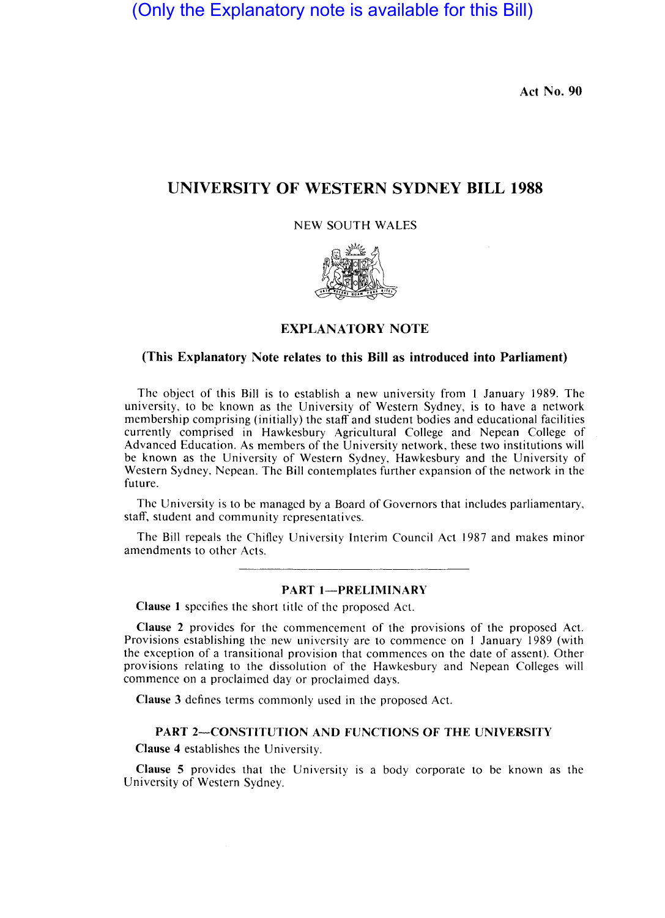(Only the Explanatory note is available for this Bill)

Act No. 90

# UNIVERSITY OF WESTERN SYDNEY BILL 1988

NEW SOUTH WALES

## EXPLANATORY NOTE

### (This Explanatory Note relates to this Bill as introduced into Parliament)

The object of this Bill is to establish a new university from 1 January 1989. The university, to be known as the University of Western Sydney, is to have a network membership comprising (initially) the staff and student bodies and educational facilities currently comprised in Hawkesbury Agricultural College and Nepean College of Advanced Education. As members of the University network, these two institutions will be known as the University of Western Sydney, Hawkesbury and the University of Western Sydney, Nepean. The Bill contemplates further expansion of the network in the future.

The University is to be managed by a Board of Governors that includes parliamentary, staff, student and community representatives.

The Bill repeals the Chifley University Interim Council Act 1987 and makes minor amendments to other Acts.

### PART 1—PRELIMINARY

**Clause 1** specifies the short title of the proposed Act.

**Clause 2** provides for the commencement of the provisions of the proposed Act. Provisions establishing the new university are to commence on 1 January 1989 (with the exception of a transitional provision that commences on the date of assent). Other provisions relating to the dissolution of the Hawkesbury and Nepean Colleges will commence on a proclaimed day or proclaimed days.

**Clause 3** defines terms commonly used in the proposed Act.

### PART 2—CONSTITUTION AND FUNCTIONS OF THE UNIVERSITY

**Clause 4** establishes the University.

**Clause 5** provides that the University is a body corporate to be known as the University of Western Sydney.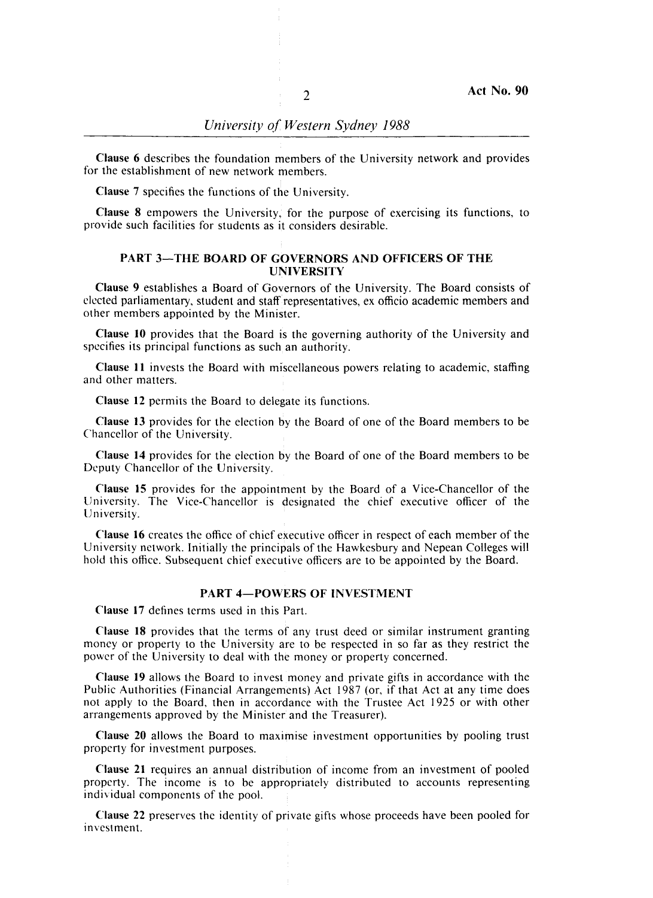**Clause 6** describes the foundation members of the University network and provides for the establishment of new network members.

**Clause 7** specifies the functions of the University.

**Clause 8** empowers the University, for the purpose of exercising its functions, to provide such facilities for students as it considers desirable.

## PART 3—THE BOARD OF GOVERNORS AND OFFICERS OF THE UNIVERSITY

**Clause 9** establishes a Board of Governors of the University. The Board consists of elected parliamentary, student and staff representatives, ex officio academic members and other members appointed by the Minister.

**Clause 10** provides that the Board is the governing authority of the University and specifies its principal functions as such an authority.

**Clause 11** invests the Board with miscellaneous powers relating to academic, staffing and other matters.

**Clause 12** permits the Board to delegate its functions.

**Clause 13** provides for the election by the Board of one of the Board members to be Chancellor of the University.

**Clause 14** provides for the election by the Board of one of the Board members to be Deputy Chancellor of the University.

**Clause 15** provides for the appointment by the Board of a Vice-Chancellor of the University. The Vice-Chancellor is designated the chief executive officer of the University.

**Clause 16** creates the office of chief executive officer in respect of each member of the University network. Initially the principals of the Hawkesbury and Nepean Colleges will hold this office. Subsequent chief executive officers are to be appointed by the Board.

## PART 4—POWERS OF INVESTMENT

**Clause 17** defines terms used in this Part.

**Clause 18** provides that the terms of any trust deed or similar instrument granting money or property to the University are to be respected in so far as they restrict the power of the University to deal with the money or property concerned.

**Clause 19** allows the Board to invest money and private gifts in accordance with the Public Authorities (Financial Arrangements) Act 1987 (or, if that Act at any time does not apply to the Board, then in accordance with the Trustee Act 1925 or with other arrangements approved by the Minister and the Treasurer).

**Clause 20** allows the Board to maximise investment opportunities by pooling trust property for investment purposes.

**Clause 21** requires an annual distribution of income from an investment of pooled property. The income is to be appropriately distributed to accounts representing individual components of the pool.

**Clause 22** preserves the identity of private gifts whose proceeds have been pooled for investment.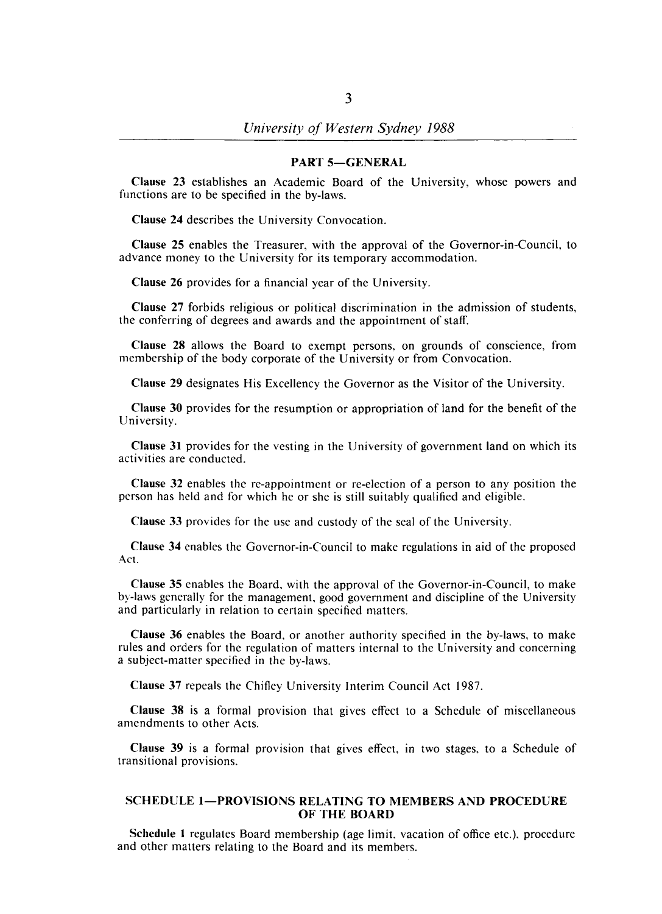## PART 5—GENERAL

**Clause 23** establishes an Academic Board of the University, whose powers and functions are to be specified in the by-laws.

**Clause 24** describes the University Convocation.

**Clause 25** enables the Treasurer, with the approval of the Governor-in-Council, to advance money to the University for its temporary accommodation.

**Clause 26** provides for a financial year of the University.

**Clause 27** forbids religious or political discrimination in the admission of students, the conferring of degrees and awards and the appointment of staff.

**Clause 28** allows the Board to exempt persons, on grounds of conscience, from membership of the body corporate of the University or from Convocation.

**Clause 29** designates His Excellency the Governor as the Visitor of the University.

**Clause 30** provides for the resumption or appropriation of land for the benefit of the University.

**Clause 31** provides for the vesting in the University of government land on which its activities are conducted.

**Clause 32** enables the re-appointment or re-election of a person to any position the person has held and for which he or she is still suitably qualified and eligible.

**Clause 33** provides for the use and custody of the seal of the University.

**Clause 34** enables the Governor-in-Council to make regulations in aid of the proposed Act.

**Clause 35** enables the Board, with the approval of the Governor-in-Council, to make by-laws generally for the management, good government and discipline of the University and particularly in relation to certain specified matters.

**Clause 36** enables the Board, or another authority specified in the by-laws, to make rules and orders for the regulation of matters internal to the University and concerning a subject-matter specified in the by-laws.

**Clause 37** repeals the Chifley University Interim Council Act 1987.

**Clause 38** is a formal provision that gives effect to a Schedule of miscellaneous amendments to other Acts.

**Clause 39** is a formal provision that gives effect, in two stages, to a Schedule of transitional provisions.

## SCHEDULE 1—PROVISIONS RELATING TO MEMBERS AND PROCEDURE OF THE BOARD

**Schedule 1** regulates Board membership (age limit, vacation of office etc.), procedure and other matters relating to the Board and its members.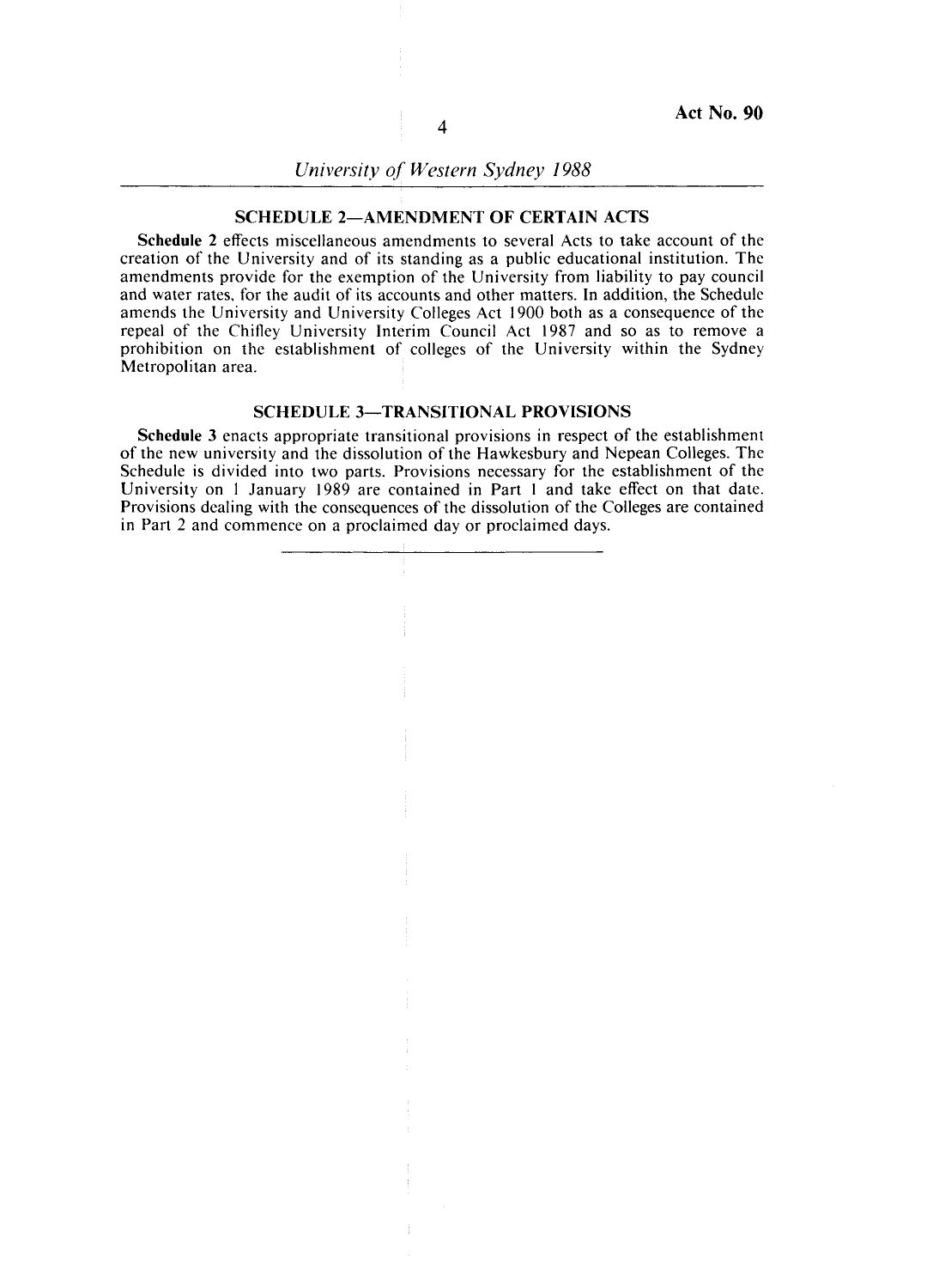## SCHEDULE 2—AMENDMENT OF CERTAIN ACTS

**Schedule 2** effects miscellaneous amendments to several Acts to take account of the creation of the University and of its standing as a public educational institution. The amendments provide for the exemption of the University from liability to pay council and water rates, for the audit of its accounts and other matters. In addition, the Schedule amends the University and University Colleges Act 1900 both as a consequence of the repeal of the Chifley University Interim Council Act 1987 and so as to remove a prohibition on the establishment of colleges of the University within the Sydney Metropolitan area.

## SCHEDULE 3—TRANSITIONAL PROVISIONS

**Schedule 3** enacts appropriate transitional provisions in respect of the establishment of the new university and the dissolution of the Hawkesbury and Nepean Colleges. The Schedule is divided into two parts. Provisions necessary for the establishment of the University on 1 January 1989 are contained in Part 1 and take effect on that date. Provisions dealing with the consequences of the dissolution of the Colleges are contained in Part 2 and commence on a proclaimed day or proclaimed days.